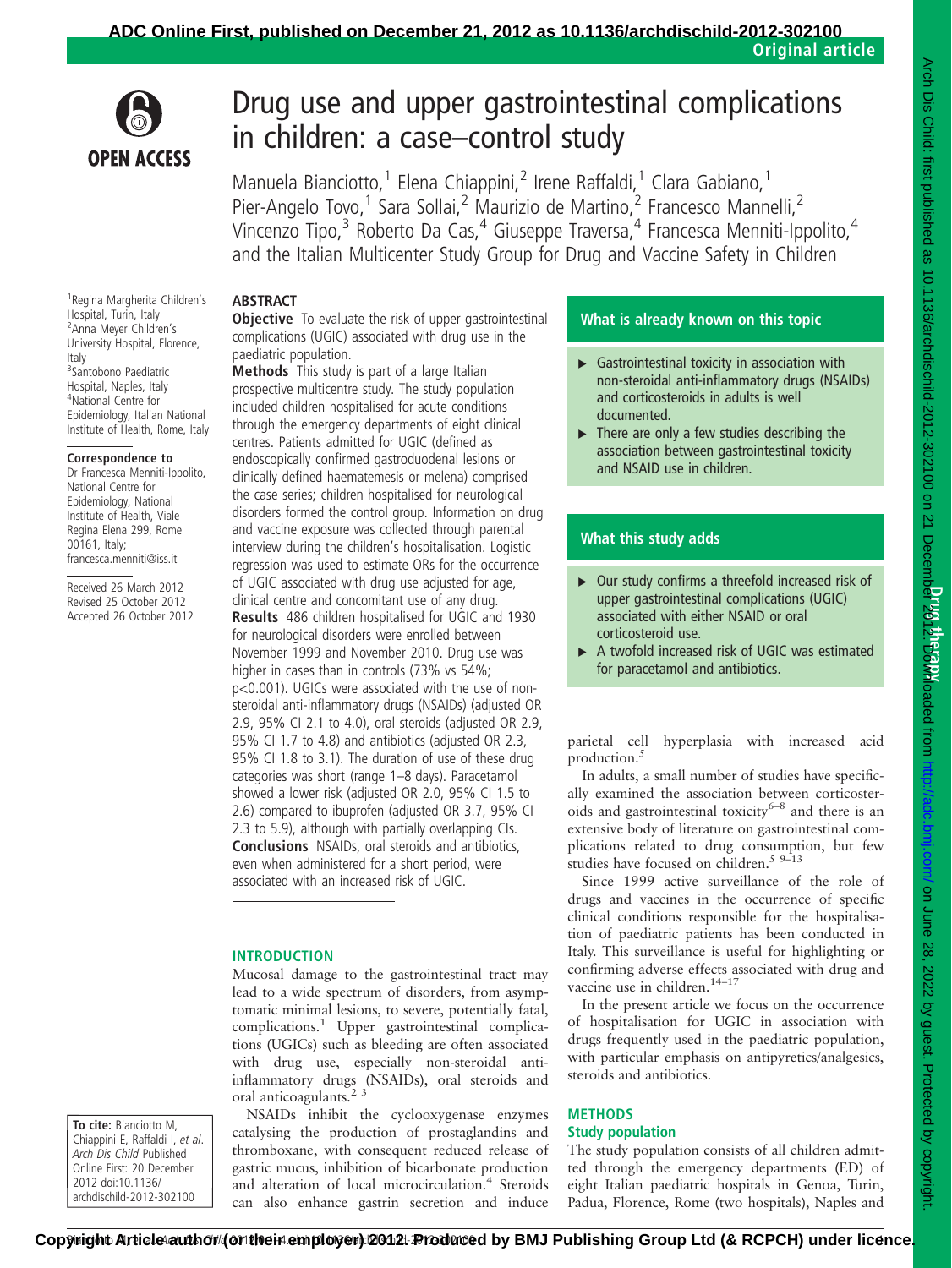# Drug use and upper gastrointestinal complications in children: a case–control study

Manuela Bianciotto,[1] Elena Chiappini,[2] Irene Raffaldi,[1] Clara Gabiano,[1] Pier-Angelo Tovo,[1] Sara Sollai,[2] Maurizio de Martino,[2] Francesco Mannelli,[2] Vincenzo Tipo,[3] Roberto Da Cas,[4] Giuseppe Traversa,[4] Francesca Menniti-Ippolito,[4] and the Italian Multicenter Study Group for Drug and Vaccine Safety in Children

[1]Regina Margherita Children's Hospital, Turin, Italy
[2]Anna Meyer Children's University Hospital, Florence, Italy
[3]Santobono Paediatric Hospital, Naples, Italy
[4]National Centre for Epidemiology, Italian National Institute of Health, Rome, Italy

**Correspondence to**
Dr Francesca Menniti-Ippolito, National Centre for Epidemiology, National Institute of Health, Viale Regina Elena 299, Rome 00161, Italy; francesca.menniti@iss.it

Received 26 March 2012
Revised 25 October 2012
Accepted 26 October 2012

## ABSTRACT

**Objective** To evaluate the risk of upper gastrointestinal complications (UGIC) associated with drug use in the paediatric population.

**Methods** This study is part of a large Italian prospective multicentre study. The study population included children hospitalised for acute conditions through the emergency departments of eight clinical centres. Patients admitted for UGIC (defined as endoscopically confirmed gastroduodenal lesions or clinically defined haematemesis or melena) comprised the case series; children hospitalised for neurological disorders formed the control group. Information on drug and vaccine exposure was collected through parental interview during the children's hospitalisation. Logistic regression was used to estimate ORs for the occurrence of UGIC associated with drug use adjusted for age, clinical centre and concomitant use of any drug.

**Results** 486 children hospitalised for UGIC and 1930 for neurological disorders were enrolled between November 1999 and November 2010. Drug use was higher in cases than in controls (73% vs 54%; p<0.001). UGICs were associated with the use of non-steroidal anti-inflammatory drugs (NSAIDs) (adjusted OR 2.9, 95% CI 2.1 to 4.0), oral steroids (adjusted OR 2.9, 95% CI 1.7 to 4.8) and antibiotics (adjusted OR 2.3, 95% CI 1.8 to 3.1). The duration of use of these drug categories was short (range 1–8 days). Paracetamol showed a lower risk (adjusted OR 2.0, 95% CI 1.5 to 2.6) compared to ibuprofen (adjusted OR 3.7, 95% CI 2.3 to 5.9), although with partially overlapping CIs.

**Conclusions** NSAIDs, oral steroids and antibiotics, even when administered for a short period, were associated with an increased risk of UGIC.

**To cite:** Bianciotto M, Chiappini E, Raffaldi I, *et al*. *Arch Dis Child* Published Online First: 20 December 2012 doi:10.1136/archdischild-2012-302100

### What is already known on this topic

- Gastrointestinal toxicity in association with non-steroidal anti-inflammatory drugs (NSAIDs) and corticosteroids in adults is well documented.
- There are only a few studies describing the association between gastrointestinal toxicity and NSAID use in children.

### What this study adds

- Our study confirms a threefold increased risk of upper gastrointestinal complications (UGIC) associated with either NSAID or oral corticosteroid use.
- A twofold increased risk of UGIC was estimated for paracetamol and antibiotics.

## INTRODUCTION

Mucosal damage to the gastrointestinal tract may lead to a wide spectrum of disorders, from asymptomatic minimal lesions, to severe, potentially fatal, complications.[1] Upper gastrointestinal complications (UGICs) such as bleeding are often associated with drug use, especially non-steroidal anti-inflammatory drugs (NSAIDs), oral steroids and oral anticoagulants.[2 3]

NSAIDs inhibit the cyclooxygenase enzymes catalysing the production of prostaglandins and thromboxane, with consequent reduced release of gastric mucus, inhibition of bicarbonate production and alteration of local microcirculation.[4] Steroids can also enhance gastrin secretion and induce parietal cell hyperplasia with increased acid production.[5]

In adults, a small number of studies have specifically examined the association between corticosteroids and gastrointestinal toxicity[6–8] and there is an extensive body of literature on gastrointestinal complications related to drug consumption, but few studies have focused on children.[5 9–13]

Since 1999 active surveillance of the role of drugs and vaccines in the occurrence of specific clinical conditions responsible for the hospitalisation of paediatric patients has been conducted in Italy. This surveillance is useful for highlighting or confirming adverse effects associated with drug and vaccine use in children.[14–17]

In the present article we focus on the occurrence of hospitalisation for UGIC in association with drugs frequently used in the paediatric population, with particular emphasis on antipyretics/analgesics, steroids and antibiotics.

## METHODS

### Study population

The study population consists of all children admitted through the emergency departments (ED) of eight Italian paediatric hospitals in Genoa, Turin, Padua, Florence, Rome (two hospitals), Naples and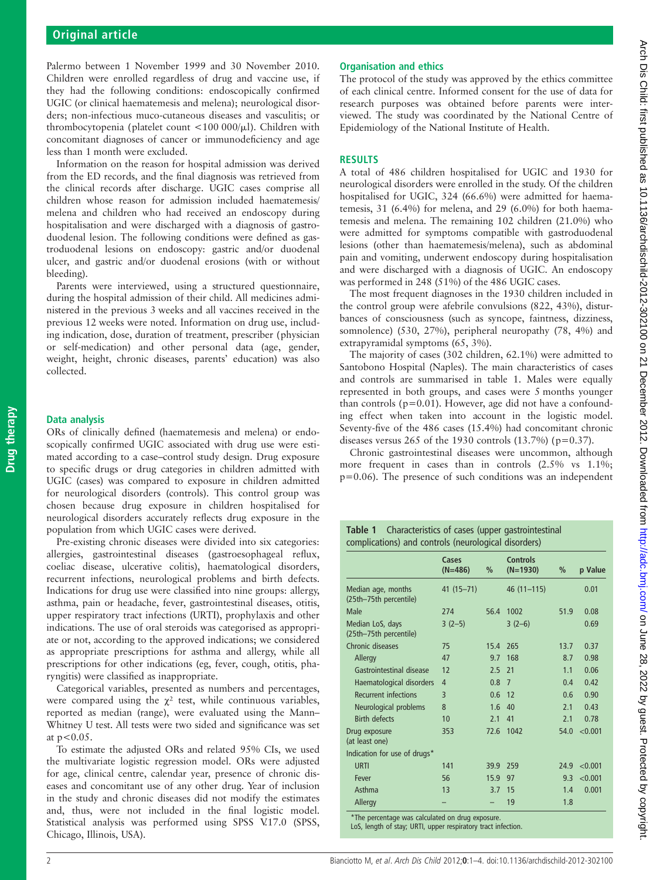Palermo between 1 November 1999 and 30 November 2010. Children were enrolled regardless of drug and vaccine use, if they had the following conditions: endoscopically confirmed UGIC (or clinical haematemesis and melena); neurological disorders; non-infectious muco-cutaneous diseases and vasculitis; or thrombocytopenia (platelet count <100 000/μl). Children with concomitant diagnoses of cancer or immunodeficiency and age less than 1 month were excluded.

Information on the reason for hospital admission was derived from the ED records, and the final diagnosis was retrieved from the clinical records after discharge. UGIC cases comprise all children whose reason for admission included haematemesis/melena and children who had received an endoscopy during hospitalisation and were discharged with a diagnosis of gastroduodenal lesion. The following conditions were defined as gastroduodenal lesions on endoscopy: gastric and/or duodenal ulcer, and gastric and/or duodenal erosions (with or without bleeding).

Parents were interviewed, using a structured questionnaire, during the hospital admission of their child. All medicines administered in the previous 3 weeks and all vaccines received in the previous 12 weeks were noted. Information on drug use, including indication, dose, duration of treatment, prescriber (physician or self-medication) and other personal data (age, gender, weight, height, chronic diseases, parents' education) was also collected.

## Data analysis

ORs of clinically defined (haematemesis and melena) or endoscopically confirmed UGIC associated with drug use were estimated according to a case–control study design. Drug exposure to specific drugs or drug categories in children admitted with UGIC (cases) was compared to exposure in children admitted for neurological disorders (controls). This control group was chosen because drug exposure in children hospitalised for neurological disorders accurately reflects drug exposure in the population from which UGIC cases were derived.

Pre-existing chronic diseases were divided into six categories: allergies, gastrointestinal diseases (gastroesophageal reflux, coeliac disease, ulcerative colitis), haematological disorders, recurrent infections, neurological problems and birth defects. Indications for drug use were classified into nine groups: allergy, asthma, pain or headache, fever, gastrointestinal diseases, otitis, upper respiratory tract infections (URTI), prophylaxis and other indications. The use of oral steroids was categorised as appropriate or not, according to the approved indications; we considered as appropriate prescriptions for asthma and allergy, while all prescriptions for other indications (eg, fever, cough, otitis, pharyngitis) were classified as inappropriate.

Categorical variables, presented as numbers and percentages, were compared using the $\chi^2$ test, while continuous variables, reported as median (range), were evaluated using the Mann–Whitney U test. All tests were two sided and significance was set at $p<0.05$.

To estimate the adjusted ORs and related 95% CIs, we used the multivariate logistic regression model. ORs were adjusted for age, clinical centre, calendar year, presence of chronic diseases and concomitant use of any other drug. Year of inclusion in the study and chronic diseases did not modify the estimates and, thus, were not included in the final logistic model. Statistical analysis was performed using SPSS V.17.0 (SPSS, Chicago, Illinois, USA).

## Organisation and ethics

The protocol of the study was approved by the ethics committee of each clinical centre. Informed consent for the use of data for research purposes was obtained before parents were interviewed. The study was coordinated by the National Centre of Epidemiology of the National Institute of Health.

# RESULTS

A total of 486 children hospitalised for UGIC and 1930 for neurological disorders were enrolled in the study. Of the children hospitalised for UGIC, 324 (66.6%) were admitted for haematemesis, 31 (6.4%) for melena, and 29 (6.0%) for both haematemesis and melena. The remaining 102 children (21.0%) who were admitted for symptoms compatible with gastroduodenal lesions (other than haematemesis/melena), such as abdominal pain and vomiting, underwent endoscopy during hospitalisation and were discharged with a diagnosis of UGIC. An endoscopy was performed in 248 (51%) of the 486 UGIC cases.

The most frequent diagnoses in the 1930 children included in the control group were afebrile convulsions (822, 43%), disturbances of consciousness (such as syncope, faintness, dizziness, somnolence) (530, 27%), peripheral neuropathy (78, 4%) and extrapyramidal symptoms (65, 3%).

The majority of cases (302 children, 62.1%) were admitted to Santobono Hospital (Naples). The main characteristics of cases and controls are summarised in table 1. Males were equally represented in both groups, and cases were 5 months younger than controls (p=0.01). However, age did not have a confounding effect when taken into account in the logistic model. Seventy-five of the 486 cases (15.4%) had concomitant chronic diseases versus 265 of the 1930 controls (13.7%) (p=0.37).

Chronic gastrointestinal diseases were uncommon, although more frequent in cases than in controls (2.5% vs 1.1%; p=0.06). The presence of such conditions was an independent

**Table 1** Characteristics of cases (upper gastrointestinal complications) and controls (neurological disorders)

| | Cases (N=486) | % | Controls (N=1930) | % | p Value |
|---|---|---|---|---|---|
| Median age, months (25th–75th percentile) | 41 (15–71) | | 46 (11–115) | | 0.01 |
| Male | 274 | 56.4 | 1002 | 51.9 | 0.08 |
| Median LoS, days (25th–75th percentile) | 3 (2–5) | | 3 (2–6) | | 0.69 |
| Chronic diseases | 75 | 15.4 | 265 | 13.7 | 0.37 |
| Allergy | 47 | 9.7 | 168 | 8.7 | 0.98 |
| Gastrointestinal disease | 12 | 2.5 | 21 | 1.1 | 0.06 |
| Haematological disorders | 4 | 0.8 | 7 | 0.4 | 0.42 |
| Recurrent infections | 3 | 0.6 | 12 | 0.6 | 0.90 |
| Neurological problems | 8 | 1.6 | 40 | 2.1 | 0.43 |
| Birth defects | 10 | 2.1 | 41 | 2.1 | 0.78 |
| Drug exposure (at least one) | 353 | 72.6 | 1042 | 54.0 | <0.001 |
| Indication for use of drugs* | | | | | |
| URTI | 141 | 39.9 | 259 | 24.9 | <0.001 |
| Fever | 56 | 15.9 | 97 | 9.3 | <0.001 |
| Asthma | 13 | 3.7 | 15 | 1.4 | 0.001 |
| Allergy | – | – | 19 | 1.8 | |

*The percentage was calculated on drug exposure.
LoS, length of stay; URTI, upper respiratory tract infection.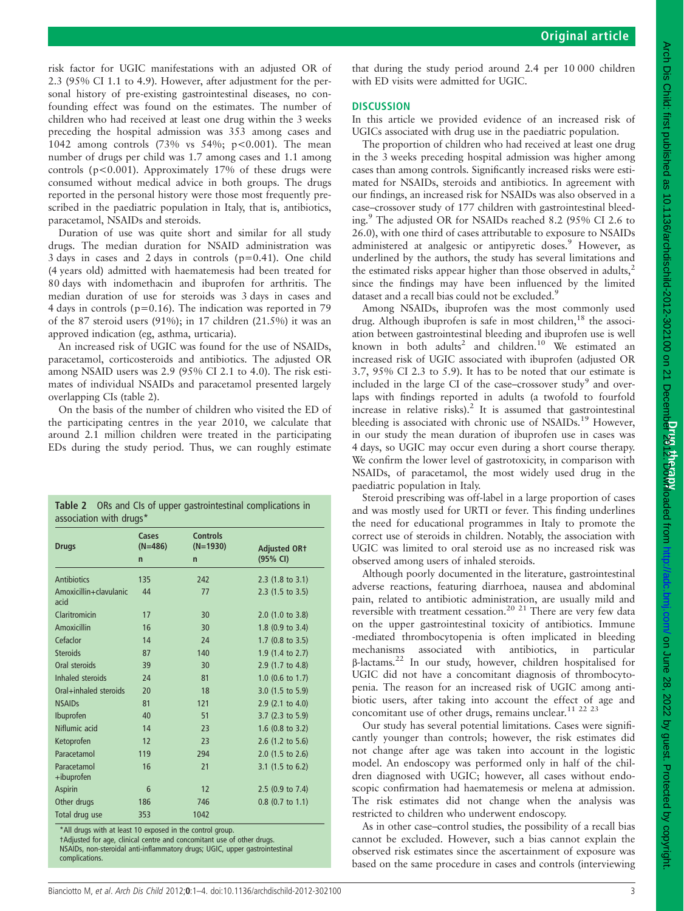risk factor for UGIC manifestations with an adjusted OR of 2.3 (95% CI 1.1 to 4.9). However, after adjustment for the personal history of pre-existing gastrointestinal diseases, no confounding effect was found on the estimates. The number of children who had received at least one drug within the 3 weeks preceding the hospital admission was 353 among cases and 1042 among controls (73% vs 54%; $p<0.001$). The mean number of drugs per child was 1.7 among cases and 1.1 among controls ($p<0.001$). Approximately 17% of these drugs were consumed without medical advice in both groups. The drugs reported in the personal history were those most frequently prescribed in the paediatric population in Italy, that is, antibiotics, paracetamol, NSAIDs and steroids.

Duration of use was quite short and similar for all study drugs. The median duration for NSAID administration was 3 days in cases and 2 days in controls ($p=0.41$). One child (4 years old) admitted with haematemesis had been treated for 80 days with indomethacin and ibuprofen for arthritis. The median duration of use for steroids was 3 days in cases and 4 days in controls ($p=0.16$). The indication was reported in 79 of the 87 steroid users (91%); in 17 children (21.5%) it was an approved indication (eg, asthma, urticaria).

An increased risk of UGIC was found for the use of NSAIDs, paracetamol, corticosteroids and antibiotics. The adjusted OR among NSAID users was 2.9 (95% CI 2.1 to 4.0). The risk estimates of individual NSAIDs and paracetamol presented largely overlapping CIs (table 2).

On the basis of the number of children who visited the ED of the participating centres in the year 2010, we calculate that around 2.1 million children were treated in the participating EDs during the study period. Thus, we can roughly estimate that during the study period around 2.4 per 10 000 children with ED visits were admitted for UGIC.

**Table 2** ORs and CIs of upper gastrointestinal complications in association with drugs*

| Drugs | Cases (N=486) n | Controls (N=1930) n | Adjusted OR† (95% CI) |
|---|---|---|---|
| Antibiotics | 135 | 242 | 2.3 (1.8 to 3.1) |
| Amoxicillin+clavulanic acid | 44 | 77 | 2.3 (1.5 to 3.5) |
| Claritromicin | 17 | 30 | 2.0 (1.0 to 3.8) |
| Amoxicillin | 16 | 30 | 1.8 (0.9 to 3.4) |
| Cefaclor | 14 | 24 | 1.7 (0.8 to 3.5) |
| Steroids | 87 | 140 | 1.9 (1.4 to 2.7) |
| Oral steroids | 39 | 30 | 2.9 (1.7 to 4.8) |
| Inhaled steroids | 24 | 81 | 1.0 (0.6 to 1.7) |
| Oral+inhaled steroids | 20 | 18 | 3.0 (1.5 to 5.9) |
| NSAIDs | 81 | 121 | 2.9 (2.1 to 4.0) |
| Ibuprofen | 40 | 51 | 3.7 (2.3 to 5.9) |
| Niflumic acid | 14 | 23 | 1.6 (0.8 to 3.2) |
| Ketoprofen | 12 | 23 | 2.6 (1.2 to 5.6) |
| Paracetamol | 119 | 294 | 2.0 (1.5 to 2.6) |
| Paracetamol +ibuprofen | 16 | 21 | 3.1 (1.5 to 6.2) |
| Aspirin | 6 | 12 | 2.5 (0.9 to 7.4) |
| Other drugs | 186 | 746 | 0.8 (0.7 to 1.1) |
| Total drug use | 353 | 1042 | |

*All drugs with at least 10 exposed in the control group.
†Adjusted for age, clinical centre and concomitant use of other drugs.
NSAIDs, non-steroidal anti-inflammatory drugs; UGIC, upper gastrointestinal complications.

## DISCUSSION

In this article we provided evidence of an increased risk of UGICs associated with drug use in the paediatric population.

The proportion of children who had received at least one drug in the 3 weeks preceding hospital admission was higher among cases than among controls. Significantly increased risks were estimated for NSAIDs, steroids and antibiotics. In agreement with our findings, an increased risk for NSAIDs was also observed in a case–crossover study of 177 children with gastrointestinal bleeding.[9] The adjusted OR for NSAIDs reached 8.2 (95% CI 2.6 to 26.0), with one third of cases attributable to exposure to NSAIDs administered at analgesic or antipyretic doses.[9] However, as underlined by the authors, the study has several limitations and the estimated risks appear higher than those observed in adults,[2] since the findings may have been influenced by the limited dataset and a recall bias could not be excluded.[9]

Among NSAIDs, ibuprofen was the most commonly used drug. Although ibuprofen is safe in most children,[18] the association between gastrointestinal bleeding and ibuprofen use is well known in both adults[2] and children.[10] We estimated an increased risk of UGIC associated with ibuprofen (adjusted OR 3.7, 95% CI 2.3 to 5.9). It has to be noted that our estimate is included in the large CI of the case–crossover study[9] and overlaps with findings reported in adults (a twofold to fourfold increase in relative risks).[2] It is assumed that gastrointestinal bleeding is associated with chronic use of NSAIDs.[19] However, in our study the mean duration of ibuprofen use in cases was 4 days, so UGIC may occur even during a short course therapy. We confirm the lower level of gastrotoxicity, in comparison with NSAIDs, of paracetamol, the most widely used drug in the paediatric population in Italy.

Steroid prescribing was off-label in a large proportion of cases and was mostly used for URTI or fever. This finding underlines the need for educational programmes in Italy to promote the correct use of steroids in children. Notably, the association with UGIC was limited to oral steroid use as no increased risk was observed among users of inhaled steroids.

Although poorly documented in the literature, gastrointestinal adverse reactions, featuring diarrhoea, nausea and abdominal pain, related to antibiotic administration, are usually mild and reversible with treatment cessation.[20,21] There are very few data on the upper gastrointestinal toxicity of antibiotics. Immune-mediated thrombocytopenia is often implicated in bleeding mechanisms associated with antibiotics, in particular β-lactams.[22] In our study, however, children hospitalised for UGIC did not have a concomitant diagnosis of thrombocytopenia. The reason for an increased risk of UGIC among antibiotic users, after taking into account the effect of age and concomitant use of other drugs, remains unclear.[11,22,23]

Our study has several potential limitations. Cases were significantly younger than controls; however, the risk estimates did not change after age was taken into account in the logistic model. An endoscopy was performed only in half of the children diagnosed with UGIC; however, all cases without endoscopic confirmation had haematemesis or melena at admission. The risk estimates did not change when the analysis was restricted to children who underwent endoscopy.

As in other case–control studies, the possibility of a recall bias cannot be excluded. However, such a bias cannot explain the observed risk estimates since the ascertainment of exposure was based on the same procedure in cases and controls (interviewing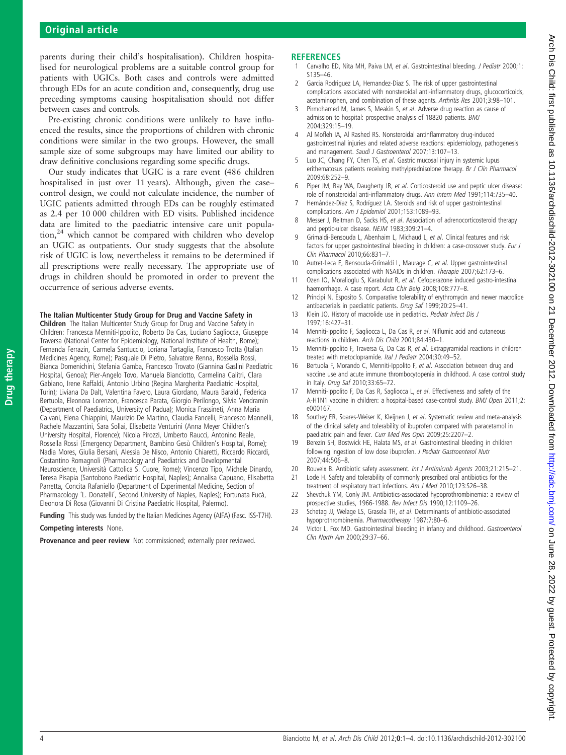parents during their child's hospitalisation). Children hospitalised for neurological problems are a suitable control group for patients with UGICs. Both cases and controls were admitted through EDs for an acute condition and, consequently, drug use preceding symptoms causing hospitalisation should not differ between cases and controls.

Pre-existing chronic conditions were unlikely to have influenced the results, since the proportions of children with chronic conditions were similar in the two groups. However, the small sample size of some subgroups may have limited our ability to draw definitive conclusions regarding some specific drugs.

Our study indicates that UGIC is a rare event (486 children hospitalised in just over 11 years). Although, given the case–control design, we could not calculate incidence, the number of UGIC patients admitted through EDs can be roughly estimated as 2.4 per 10 000 children with ED visits. Published incidence data are limited to the paediatric intensive care unit population,[24] which cannot be compared with children who develop an UGIC as outpatients. Our study suggests that the absolute risk of UGIC is low, nevertheless it remains to be determined if all prescriptions were really necessary. The appropriate use of drugs in children should be promoted in order to prevent the occurrence of serious adverse events.

**The Italian Multicenter Study Group for Drug and Vaccine Safety in Children** The Italian Multicenter Study Group for Drug and Vaccine Safety in Children: Francesca Menniti-Ippolito, Roberto Da Cas, Luciano Sagliocca, Giuseppe Traversa (National Center for Epidemiology, National Institute of Health, Rome); Fernanda Ferrazin, Carmela Santuccio, Loriana Tartaglia, Francesco Trotta (Italian Medicines Agency, Rome); Pasquale Di Pietro, Salvatore Renna, Rossella Rossi, Bianca Domenichini, Stefania Gamba, Francesco Trovato (Giannina Gaslini Paediatric Hospital, Genoa); Pier-Angelo Tovo, Manuela Bianciotto, Carmelina Calitri, Clara Gabiano, Irene Raffaldi, Antonio Urbino (Regina Margherita Paediatric Hospital, Turin); Liviana Da Dalt, Valentina Favero, Laura Giordano, Maura Baraldi, Federica Bertuola, Eleonora Lorenzon, Francesca Parata, Giorgio Perilongo, Silvia Vendramin (Department of Paediatrics, University of Padua); Monica Frassineti, Anna Maria Calvani, Elena Chiappini, Maurizio De Martino, Claudia Fancelli, Francesco Mannelli, Rachele Mazzantini, Sara Sollai, Elisabetta Venturini (Anna Meyer Children's University Hospital, Florence); Nicola Pirozzi, Umberto Raucci, Antonino Reale, Rossella Rossi (Emergency Department, Bambino Gesù Children's Hospital, Rome); Nadia Mores, Giulia Bersani, Alessia De Nisco, Antonio Chiaretti, Riccardo Riccardi, Costantino Romagnoli (Pharmacology and Paediatrics and Developmental Neuroscience, Università Cattolica S. Cuore, Rome); Vincenzo Tipo, Michele Dinardo, Teresa Pisapia (Santobono Paediatric Hospital, Naples); Annalisa Capuano, Elisabetta Parretta, Concita Rafaniello (Department of Experimental Medicine, Section of Pharmacology 'L. Donatelli', Second University of Naples, Naples); Fortunata Fucà, Eleonora Di Rosa (Giovanni Di Cristina Paediatric Hospital, Palermo).

**Funding** This study was funded by the Italian Medicines Agency (AIFA) (Fasc. ISS-T7H).

**Competing interests** None.

**Provenance and peer review** Not commissioned; externally peer reviewed.

## REFERENCES

1. Carvalho ED, Nita MH, Paiva LM, *et al*. Gastrointestinal bleeding. *J Pediatr* 2000;1:S135–46.
2. Garcia Rodriguez LA, Hernandez-Diaz S. The risk of upper gastrointestinal complications associated with nonsteroidal anti-inflammatory drugs, glucocorticoids, acetaminophen, and combination of these agents. *Arthritis Res* 2001;3:98–101.
3. Pirmohamed M, James S, Meakin S, *et al*. Adverse drug reaction as cause of admission to hospital: prospective analysis of 18820 patients. *BMJ* 2004;329:15–19.
4. Al Mofleh IA, Al Rashed RS. Nonsteroidal antinflammatory drug-induced gastrointestinal injuries and related adverse reactions: epidemiology, pathogenesis and management. *Saudi J Gastroenterol* 2007;13:107–13.
5. Luo JC, Chang FY, Chen TS, *et al*. Gastric mucosal injury in systemic lupus erithematosus patients receiving methylprednisolone therapy. *Br J Clin Pharmacol* 2009;68:252–9.
6. Piper JM, Ray WA, Daugherty JR, *et al*. Corticosteroid use and peptic ulcer disease: role of nonsteroidal anti-inflammatory drugs. *Ann Intern Med* 1991;114:735–40.
7. Hernández-Díaz S, Rodríguez LA. Steroids and risk of upper gastrointestinal complications. *Am J Epidemiol* 2001;153:1089–93.
8. Messer J, Reitman D, Sacks HS, *et al*. Association of adrenocorticosteroid therapy and peptic-ulcer disease. *NEJM* 1983;309:21–4.
9. Grimaldi-Bensouda L, Abenhaim L, Michaud L, *et al*. Clinical features and risk factors for upper gastrointestinal bleeding in children: a case-crossover study. *Eur J Clin Pharmacol* 2010;66:831–7.
10. Autret-Leca E, Bensouda-Grimaldi L, Maurage C, *et al*. Upper gastrointestinal complications associated with NSAIDs in children. *Therapie* 2007;62:173–6.
11. Ozen IO, Moralioglu S, Karabulut R, *et al*. Cefoperazone induced gastro-intestinal haemorrhage. A case report. *Acta Chir Belg* 2008;108:777–8.
12. Principi N, Esposito S. Comparative tolerability of erythromycin and newer macrolide antibacterials in paediatric patients. *Drug Saf* 1999;20:25–41.
13. Klein JO. History of macrolide use in pediatrics. *Pediatr Infect Dis J* 1997;16:427–31.
14. Menniti-Ippolito F, Sagliocca L, Da Cas R, *et al*. Niflumic acid and cutaneous reactions in children. *Arch Dis Child* 2001;84:430–1.
15. Menniti-Ippolito F, Traversa G, Da Cas R, *et al*. Extrapyramidal reactions in children treated with metoclopramide. *Ital J Pediatr* 2004;30:49–52.
16. Bertuola F, Morando C, Menniti-Ippolito F, *et al*. Association between drug and vaccine use and acute immune thrombocytopenia in childhood. A case control study in Italy. *Drug Saf* 2010;33:65–72.
17. Menniti-Ippolito F, Da Cas R, Sagliocca L, *et al*. Effectiveness and safety of the A-H1N1 vaccine in children: a hospital-based case-control study. *BMJ Open* 2011;2:e000167.
18. Southey ER, Soares-Weiser K, Kleijnen J, *et al*. Systematic review and meta-analysis of the clinical safety and tolerability of ibuprofen compared with paracetamol in paediatric pain and fever. *Curr Med Res Opin* 2009;25:2207–2.
19. Berezin SH, Bostwick HE, Halata MS, *et al*. Gastrointestinal bleeding in children following ingestion of low dose ibuprofen. *J Pediatr Gastroenterol Nutr* 2007;44:506–8.
20. Rouveix B. Antibiotic safety assessment. *Int J Antimicrob Agents* 2003;21:215–21.
21. Lode H. Safety and tolerability of commonly prescribed oral antibiotics for the treatment of respiratory tract infections. *Am J Med* 2010;123:S26–38.
22. Shevchuk YM, Conly JM. Antibiotics-associated hypoprothrombinemia: a review of prospective studies, 1966-1988. *Rev Infect Dis* 1990;12:1109–26.
23. Schetag JJ, Welage LS, Grasela TH, *et al*. Determinants of antibiotic-associated hypoprothrombinemia. *Pharmacotherapy* 1987;7:80–6.
24. Victor L, Fox MD. Gastrointestinal bleeding in infancy and childhood. *Gastroenterol Clin North Am* 2000;29:37–66.